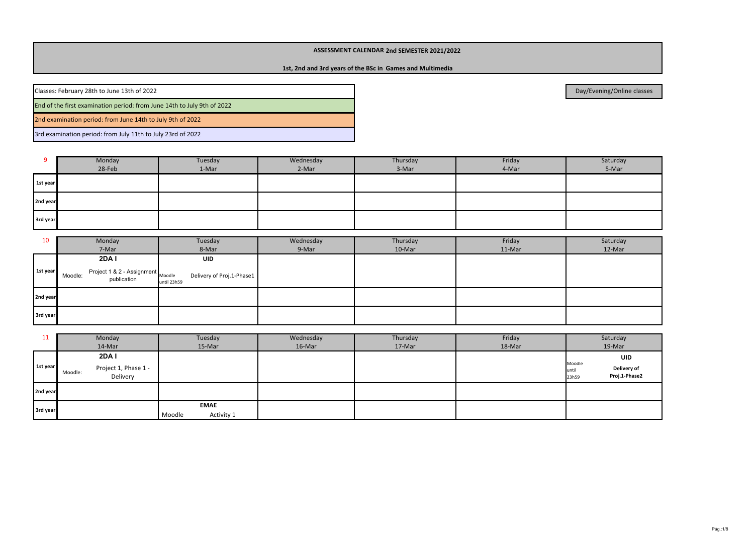**ASSESSMENT CALENDAR 2nd SEMESTER 2021/2022**

**1st, 2nd and 3rd years of the BSc in Games and Multimedia**

| |
|---|
| Classes: February 28th to June 13th of 2022 |
| End of the first examination period: from June 14th to July 9th of 2022 |
| 2nd examination period: from June 14th to July 9th of 2022 |
| 3rd examination period: from July 11th to July 23rd of 2022 |

Day/Evening/Online classes

| 9 | Monday 28-Feb | Tuesday 1-Mar | Wednesday 2-Mar | Thursday 3-Mar | Friday 4-Mar | Saturday 5-Mar |
|---|---|---|---|---|---|---|
| **1st year** | | | | | | |
| **2nd year** | | | | | | |
| **3rd year** | | | | | | |

| 10 | Monday 7-Mar | Tuesday 8-Mar | Wednesday 9-Mar | Thursday 10-Mar | Friday 11-Mar | Saturday 12-Mar |
|---|---|---|---|---|---|---|
| **1st year** | **2DA I** Moodle: Project 1 & 2 - Assignment publication | **UID** Moodle until 23h59 Delivery of Proj.1-Phase1 | | | | |
| **2nd year** | | | | | | |
| **3rd year** | | | | | | |

| 11 | Monday 14-Mar | Tuesday 15-Mar | Wednesday 16-Mar | Thursday 17-Mar | Friday 18-Mar | Saturday 19-Mar |
|---|---|---|---|---|---|---|
| **1st year** | **2DA I** Moodle: Project 1, Phase 1 - Delivery | | | | | **UID** Moodle until 23h59 **Delivery of Proj.1-Phase2** |
| **2nd year** | | | | | | |
| **3rd year** | | **EMAE** Moodle Activity 1 | | | | |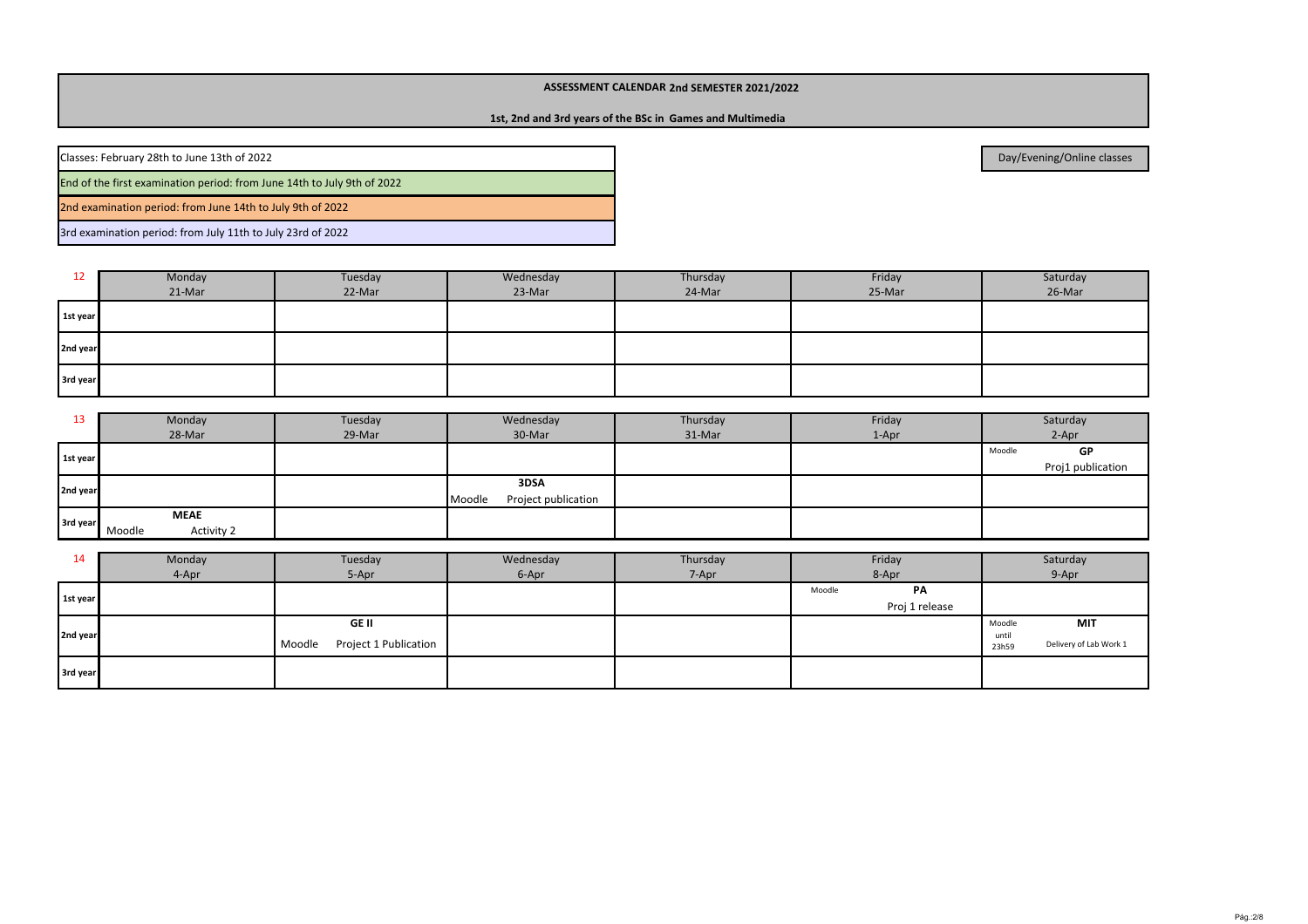**ASSESSMENT CALENDAR 2nd SEMESTER 2021/2022**

**1st, 2nd and 3rd years of the BSc in Games and Multimedia**

| |
|---|
| Classes: February 28th to June 13th of 2022 |
| End of the first examination period: from June 14th to July 9th of 2022 |
| 2nd examination period: from June 14th to July 9th of 2022 |
| 3rd examination period: from July 11th to July 23rd of 2022 |

Day/Evening/Online classes

| 12 | Monday 21-Mar | Tuesday 22-Mar | Wednesday 23-Mar | Thursday 24-Mar | Friday 25-Mar | Saturday 26-Mar |
|---|---|---|---|---|---|---|
| **1st year** | | | | | | |
| **2nd year** | | | | | | |
| **3rd year** | | | | | | |

| 13 | Monday 28-Mar | Tuesday 29-Mar | Wednesday 30-Mar | Thursday 31-Mar | Friday 1-Apr | Saturday 2-Apr |
|---|---|---|---|---|---|---|
| **1st year** | | | | | | Moodle **GP** Proj1 publication |
| **2nd year** | | | Moodle **3DSA** Project publication | | | |
| **3rd year** | Moodle **MEAE** Activity 2 | | | | | |

| 14 | Monday 4-Apr | Tuesday 5-Apr | Wednesday 6-Apr | Thursday 7-Apr | Friday 8-Apr | Saturday 9-Apr |
|---|---|---|---|---|---|---|
| **1st year** | | | | | Moodle **PA** Proj 1 release | |
| **2nd year** | | Moodle **GE II** Project 1 Publication | | | | Moodle until 23h59 **MIT** Delivery of Lab Work 1 |
| **3rd year** | | | | | | |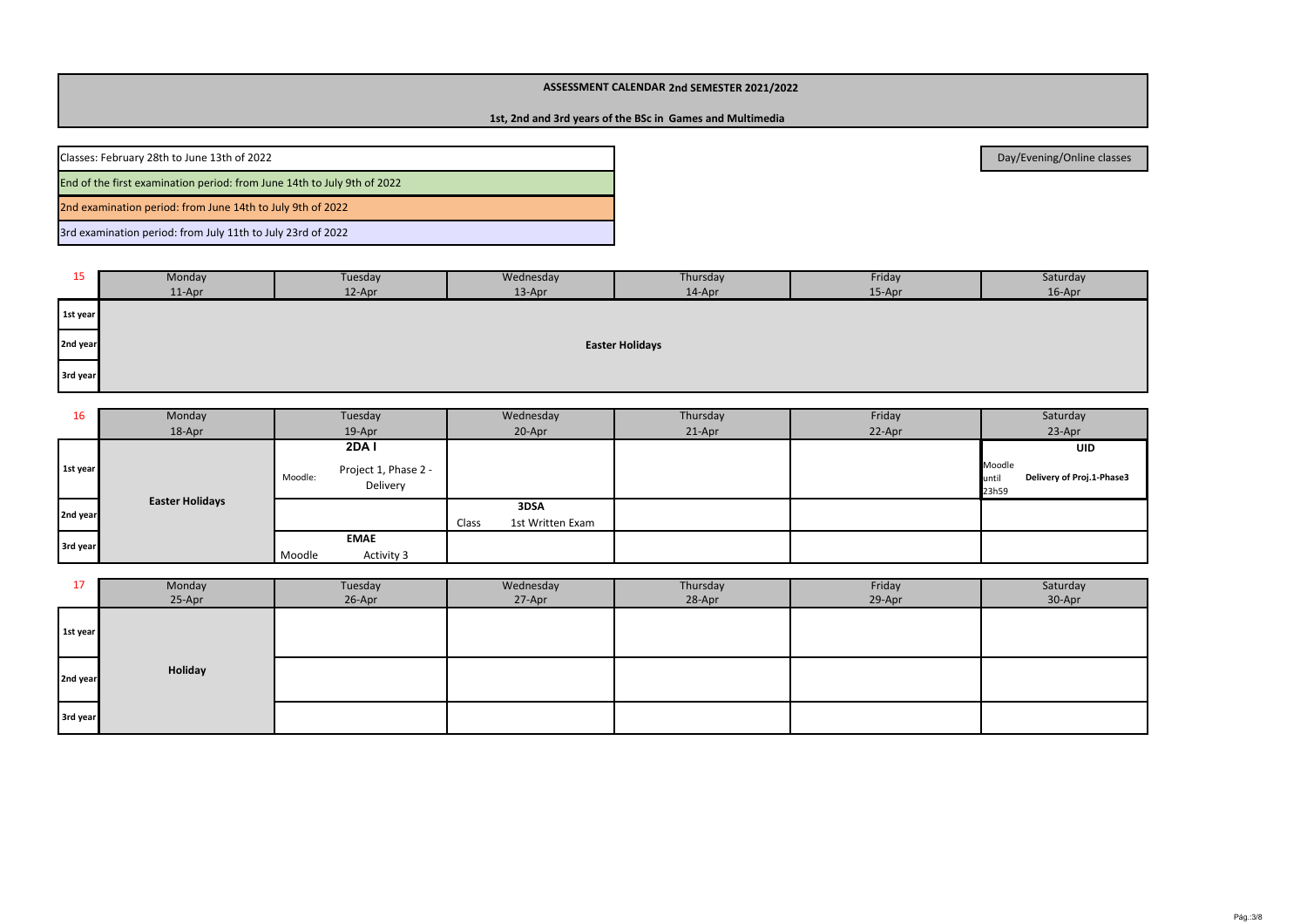**ASSESSMENT CALENDAR 2nd SEMESTER 2021/2022**

**1st, 2nd and 3rd years of the BSc in Games and Multimedia**

| |
|---|
| Classes: February 28th to June 13th of 2022 |
| End of the first examination period: from June 14th to July 9th of 2022 |
| 2nd examination period: from June 14th to July 9th of 2022 |
| 3rd examination period: from July 11th to July 23rd of 2022 |

Day/Evening/Online classes

| 15 | Monday 11-Apr | Tuesday 12-Apr | Wednesday 13-Apr | Thursday 14-Apr | Friday 15-Apr | Saturday 16-Apr |
|---|---|---|---|---|---|---|
| 1st year | **Easter Holidays** | | | | | |
| 2nd year | | | | | | |
| 3rd year | | | | | | |

| 16 | Monday 18-Apr | Tuesday 19-Apr | Wednesday 20-Apr | Thursday 21-Apr | Friday 22-Apr | Saturday 23-Apr |
|---|---|---|---|---|---|---|
| 1st year | **Easter Holidays** | **2DA I** Moodle: Project 1, Phase 2 - Delivery | | | | **UID** Moodle until 23h59 **Delivery of Proj.1-Phase3** |
| 2nd year | | | **3DSA** Class 1st Written Exam | | | |
| 3rd year | | **EMAE** Moodle Activity 3 | | | | |

| 17 | Monday 25-Apr | Tuesday 26-Apr | Wednesday 27-Apr | Thursday 28-Apr | Friday 29-Apr | Saturday 30-Apr |
|---|---|---|---|---|---|---|
| 1st year | **Holiday** | | | | | |
| 2nd year | | | | | | |
| 3rd year | | | | | | |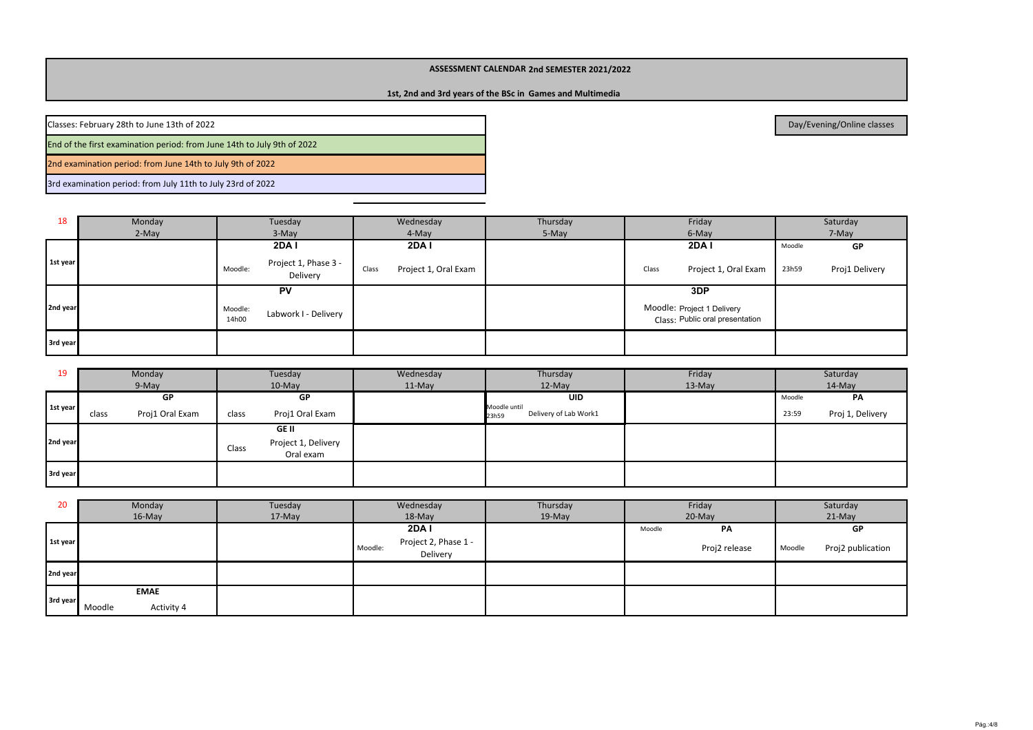**ASSESSMENT CALENDAR 2nd SEMESTER 2021/2022**

**1st, 2nd and 3rd years of the BSc in Games and Multimedia**

| |
|---|
| Classes: February 28th to June 13th of 2022 |
| End of the first examination period: from June 14th to July 9th of 2022 |
| 2nd examination period: from June 14th to July 9th of 2022 |
| 3rd examination period: from July 11th to July 23rd of 2022 |

Day/Evening/Online classes

| 18 | Monday 2-May | Tuesday 3-May | Wednesday 4-May | Thursday 5-May | Friday 6-May | Saturday 7-May |
|---|---|---|---|---|---|---|
| **1st year** | | **2DA I** Moodle: Project 1, Phase 3 - Delivery | **2DA I** Class Project 1, Oral Exam | | **2DA I** Class Project 1, Oral Exam | **GP** Moodle 23h59 Proj1 Delivery |
| **2nd year** | | **PV** Moodle: 14h00 Labwork I - Delivery | | | **3DP** Moodle: Project 1 Delivery Class: Public oral presentation | |
| **3rd year** | | | | | | |

| 19 | Monday 9-May | Tuesday 10-May | Wednesday 11-May | Thursday 12-May | Friday 13-May | Saturday 14-May |
|---|---|---|---|---|---|---|
| **1st year** | **GP** class Proj1 Oral Exam | **GP** class Proj1 Oral Exam | | **UID** Moodle until 23h59 Delivery of Lab Work1 | | **PA** Moodle 23:59 Proj 1, Delivery |
| **2nd year** | | **GE II** Class Project 1, Delivery Oral exam | | | | |
| **3rd year** | | | | | | |

| 20 | Monday 16-May | Tuesday 17-May | Wednesday 18-May | Thursday 19-May | Friday 20-May | Saturday 21-May |
|---|---|---|---|---|---|---|
| **1st year** | | | **2DA I** Moodle: Project 2, Phase 1 - Delivery | | **PA** Moodle Proj2 release | **GP** Moodle Proj2 publication |
| **2nd year** | | | | | | |
| **3rd year** | **EMAE** Moodle Activity 4 | | | | | |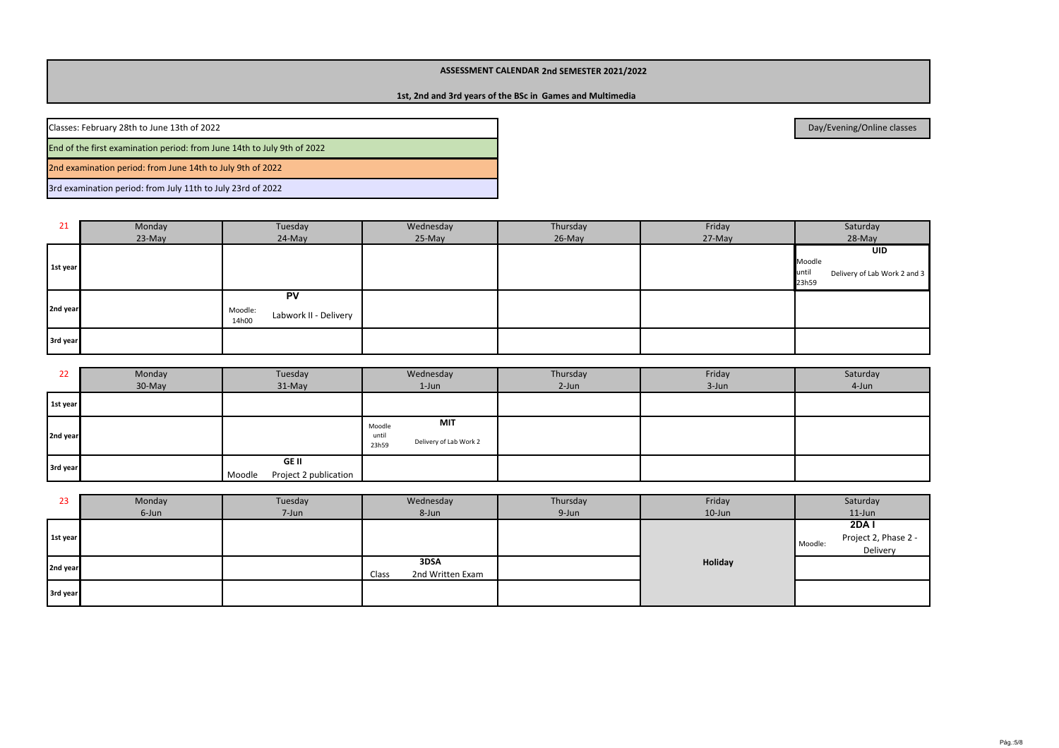**ASSESSMENT CALENDAR 2nd SEMESTER 2021/2022**

**1st, 2nd and 3rd years of the BSc in Games and Multimedia**

| |
|---|
| Classes: February 28th to June 13th of 2022 |
| End of the first examination period: from June 14th to July 9th of 2022 |
| 2nd examination period: from June 14th to July 9th of 2022 |
| 3rd examination period: from July 11th to July 23rd of 2022 |

Day/Evening/Online classes

| 21 | Monday 23-May | Tuesday 24-May | Wednesday 25-May | Thursday 26-May | Friday 27-May | Saturday 28-May |
|---|---|---|---|---|---|---|
| 1st year | | | | | | **UID** Moodle until 23h59 Delivery of Lab Work 2 and 3 |
| 2nd year | | **PV** Moodle: 14h00 Labwork II - Delivery | | | | |
| 3rd year | | | | | | |

| 22 | Monday 30-May | Tuesday 31-May | Wednesday 1-Jun | Thursday 2-Jun | Friday 3-Jun | Saturday 4-Jun |
|---|---|---|---|---|---|---|
| 1st year | | | | | | |
| 2nd year | | | **MIT** Moodle until 23h59 Delivery of Lab Work 2 | | | |
| 3rd year | | **GE II** Moodle Project 2 publication | | | | |

| 23 | Monday 6-Jun | Tuesday 7-Jun | Wednesday 8-Jun | Thursday 9-Jun | Friday 10-Jun | Saturday 11-Jun |
|---|---|---|---|---|---|---|
| 1st year | | | | | | **2DA I** Moodle: Project 2, Phase 2 - Delivery |
| 2nd year | | | **3DSA** Class 2nd Written Exam | | **Holiday** | |
| 3rd year | | | | | | |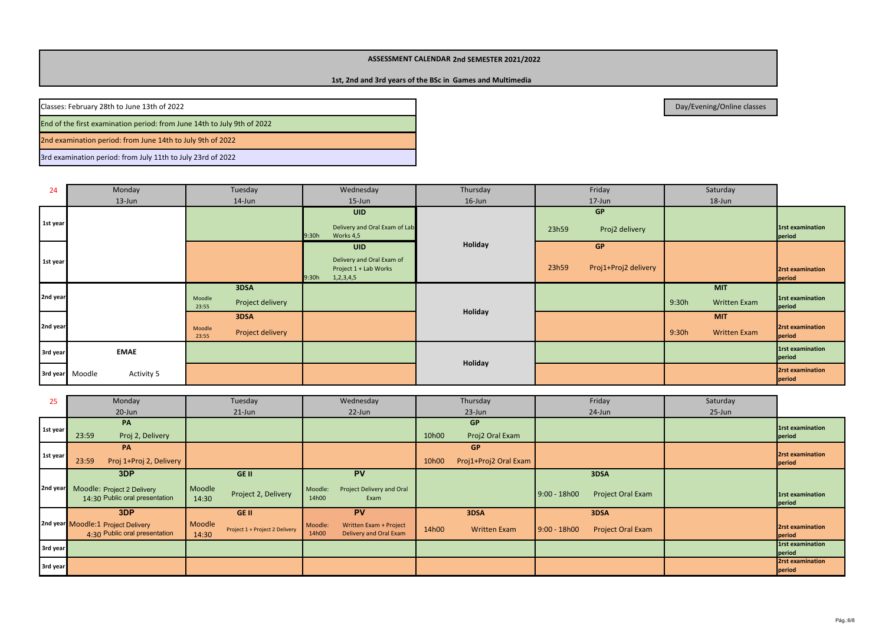# ASSESSMENT CALENDAR 2nd SEMESTER 2021/2022

**1st, 2nd and 3rd years of the BSc in Games and Multimedia**

Classes: February 28th to June 13th of 2022

End of the first examination period: from June 14th to July 9th of 2022

2nd examination period: from June 14th to July 9th of 2022

3rd examination period: from July 11th to July 23rd of 2022

Day/Evening/Online classes

| 24 | Monday 13-Jun | Tuesday 14-Jun | Wednesday 15-Jun | Thursday 16-Jun | Friday 17-Jun | Saturday 18-Jun | |
|---|---|---|---|---|---|---|---|
| 1st year | | | **UID** 9:30h Delivery and Oral Exam of Lab Works 4,5 | Holiday | **GP** 23h59 Proj2 delivery | | 1rst examination period |
| 1st year | | | **UID** 9:30h Delivery and Oral Exam of Project 1 + Lab Works 1,2,3,4,5 | Holiday | **GP** 23h59 Proj1+Proj2 delivery | | 2rst examination period |
| 2nd year | | **3DSA** Moodle 23:55 Project delivery | | Holiday | | **MIT** 9:30h Written Exam | 1rst examination period |
| 2nd year | | **3DSA** Moodle 23:55 Project delivery | | Holiday | | **MIT** 9:30h Written Exam | 2rst examination period |
| 3rd year | **EMAE** | | | Holiday | | | 1rst examination period |
| 3rd year | Moodle Activity 5 | | | Holiday | | | 2rst examination period |

| 25 | Monday 20-Jun | Tuesday 21-Jun | Wednesday 22-Jun | Thursday 23-Jun | Friday 24-Jun | Saturday 25-Jun | |
|---|---|---|---|---|---|---|---|
| 1st year | **PA** 23:59 Proj 2, Delivery | | | **GP** 10h00 Proj2 Oral Exam | | | 1rst examination period |
| 1st year | **PA** 23:59 Proj 1+Proj 2, Delivery | | | **GP** 10h00 Proj1+Proj2 Oral Exam | | | 2rst examination period |
| 2nd year | **3DP** Moodle: Project 2 Delivery 14:30 Public oral presentation | **GE II** Moodle 14:30 Project 2, Delivery | **PV** Moodle: 14h00 Project Delivery and Oral Exam | | **3DSA** 9:00 - 18h00 Project Oral Exam | | 1rst examination period |
| 2nd year | **3DP** Moodle:1 Project Delivery 4:30 Public oral presentation | **GE II** Moodle 14:30 Project 1 + Project 2 Delivery | **PV** Moodle: 14h00 Written Exam + Project Delivery and Oral Exam | **3DSA** 14h00 Written Exam | **3DSA** 9:00 - 18h00 Project Oral Exam | | 2rst examination period |
| 3rd year | | | | | | | 1rst examination period |
| 3rd year | | | | | | | 2rst examination period |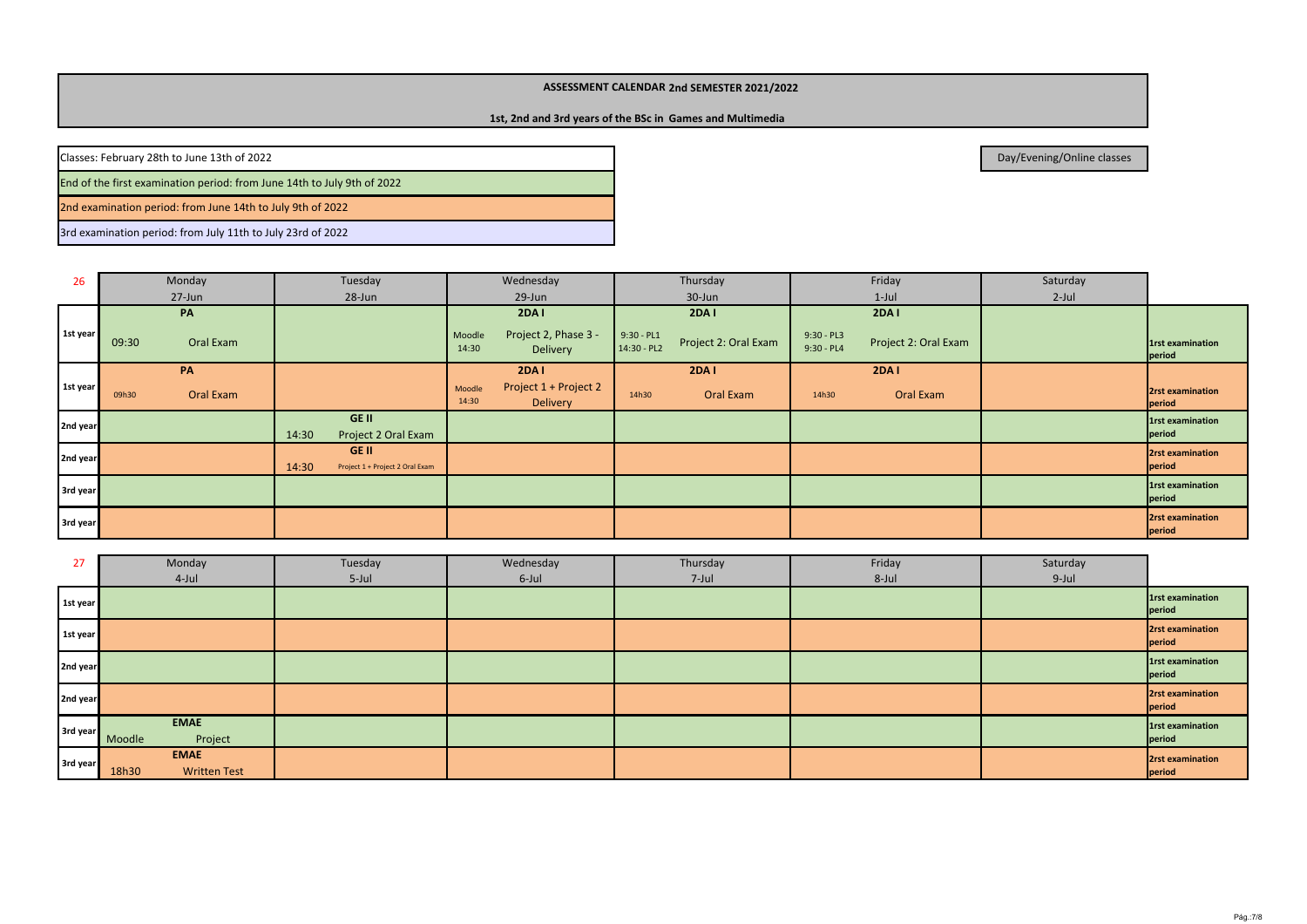**ASSESSMENT CALENDAR 2nd SEMESTER 2021/2022**

**1st, 2nd and 3rd years of the BSc in Games and Multimedia**

Classes: February 28th to June 13th of 2022

End of the first examination period: from June 14th to July 9th of 2022

2nd examination period: from June 14th to July 9th of 2022

3rd examination period: from July 11th to July 23rd of 2022

Day/Evening/Online classes

| 26 | Monday 27-Jun | Tuesday 28-Jun | Wednesday 29-Jun | Thursday 30-Jun | Friday 1-Jul | Saturday 2-Jul | |
|---|---|---|---|---|---|---|---|
| 1st year | **PA** 09:30 Oral Exam | | **2DA I** Moodle 14:30 Project 2, Phase 3 - Delivery | **2DA I** 9:30 - PL1 14:30 - PL2 Project 2: Oral Exam | **2DA I** 9:30 - PL3 9:30 - PL4 Project 2: Oral Exam | | **1rst examination period** |
| 1st year | **PA** 09h30 Oral Exam | | **2DA I** Moodle 14:30 Project 1 + Project 2 Delivery | **2DA I** 14h30 Oral Exam | **2DA I** 14h30 Oral Exam | | **2rst examination period** |
| 2nd year | | **GE II** 14:30 Project 2 Oral Exam | | | | | **1rst examination period** |
| 2nd year | | **GE II** 14:30 Project 1 + Project 2 Oral Exam | | | | | **2rst examination period** |
| 3rd year | | | | | | | **1rst examination period** |
| 3rd year | | | | | | | **2rst examination period** |

| 27 | Monday 4-Jul | Tuesday 5-Jul | Wednesday 6-Jul | Thursday 7-Jul | Friday 8-Jul | Saturday 9-Jul | |
|---|---|---|---|---|---|---|---|
| 1st year | | | | | | | **1rst examination period** |
| 1st year | | | | | | | **2rst examination period** |
| 2nd year | | | | | | | **1rst examination period** |
| 2nd year | | | | | | | **2rst examination period** |
| 3rd year | **EMAE** Moodle Project | | | | | | **1rst examination period** |
| 3rd year | **EMAE** 18h30 Written Test | | | | | | **2rst examination period** |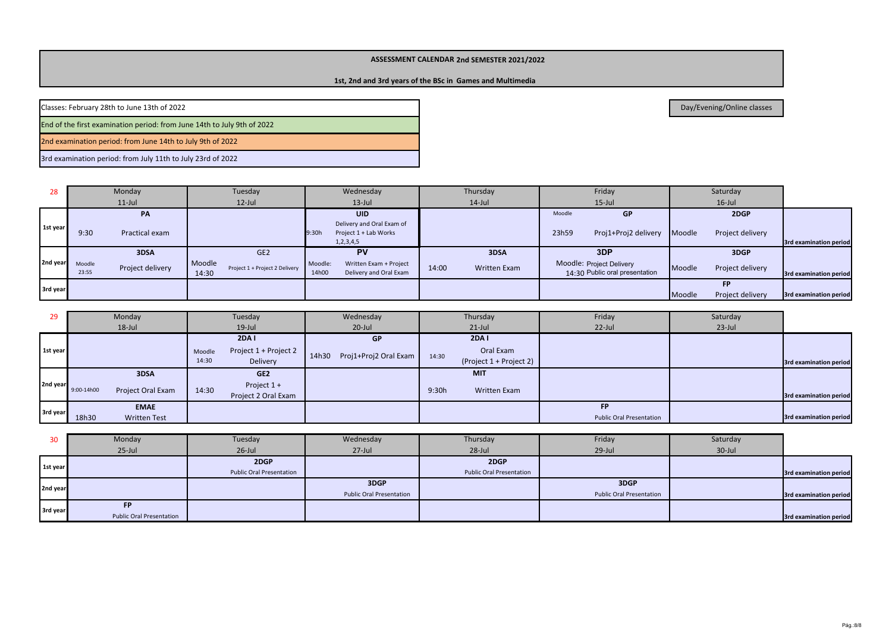**ASSESSMENT CALENDAR 2nd SEMESTER 2021/2022**

**1st, 2nd and 3rd years of the BSc in Games and Multimedia**

Classes: February 28th to June 13th of 2022

End of the first examination period: from June 14th to July 9th of 2022

2nd examination period: from June 14th to July 9th of 2022

3rd examination period: from July 11th to July 23rd of 2022

Day/Evening/Online classes

| 28 | Monday 11-Jul | Tuesday 12-Jul | Wednesday 13-Jul | Thursday 14-Jul | Friday 15-Jul | Saturday 16-Jul | |
|---|---|---|---|---|---|---|---|
| 1st year | **PA** 9:30 Practical exam | | **UID** 9:30h Delivery and Oral Exam of Project 1 + Lab Works 1,2,3,4,5 | | **GP** Moodle 23h59 Proj1+Proj2 delivery | **2DGP** Moodle Project delivery | 3rd examination period |
| 2nd year | **3DSA** Moodle 23:55 Project delivery | **GE2** Moodle 14:30 Project 1 + Project 2 Delivery | **PV** Moodle: 14h00 Written Exam + Project Delivery and Oral Exam | **3DSA** 14:00 Written Exam | **3DP** Moodle: Project Delivery 14:30 Public oral presentation | **3DGP** Moodle Project delivery | 3rd examination period |
| 3rd year | | | | | | **FP** Moodle Project delivery | 3rd examination period |

| 29 | Monday 18-Jul | Tuesday 19-Jul | Wednesday 20-Jul | Thursday 21-Jul | Friday 22-Jul | Saturday 23-Jul | |
|---|---|---|---|---|---|---|---|
| 1st year | | **2DA I** Moodle 14:30 Project 1 + Project 2 Delivery | **GP** 14h30 Proj1+Proj2 Oral Exam | **2DA I** 14:30 Oral Exam (Project 1 + Project 2) | | | 3rd examination period |
| 2nd year | **3DSA** 9:00-14h00 Project Oral Exam | **GE2** 14:30 Project 1 + Project 2 Oral Exam | | **MIT** 9:30h Written Exam | | | 3rd examination period |
| 3rd year | **EMAE** 18h30 Written Test | | | | **FP** Public Oral Presentation | | 3rd examination period |

| 30 | Monday 25-Jul | Tuesday 26-Jul | Wednesday 27-Jul | Thursday 28-Jul | Friday 29-Jul | Saturday 30-Jul | |
|---|---|---|---|---|---|---|---|
| 1st year | | **2DGP** Public Oral Presentation | | **2DGP** Public Oral Presentation | | | 3rd examination period |
| 2nd year | | | **3DGP** Public Oral Presentation | | **3DGP** Public Oral Presentation | | 3rd examination period |
| 3rd year | **FP** Public Oral Presentation | | | | | | 3rd examination period |